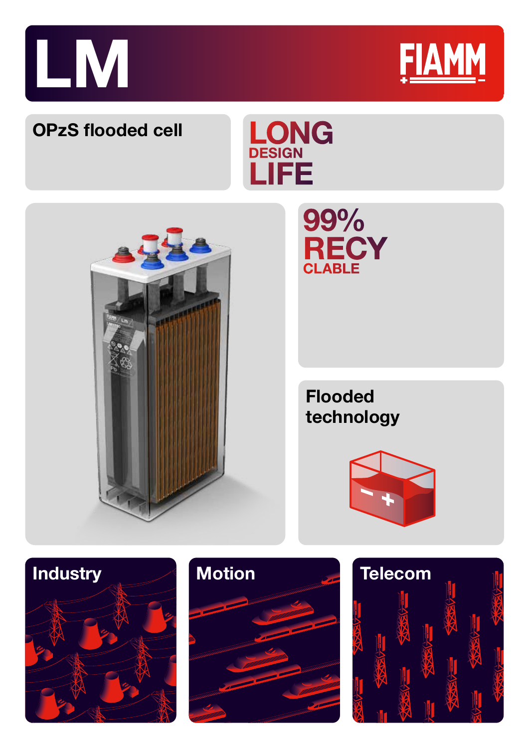# LM

FIAMM

OPzS flooded cell

LONG DESIGN LIFE

99% RECYCLABLE

Flooded technology

Industry

Motion

Telecom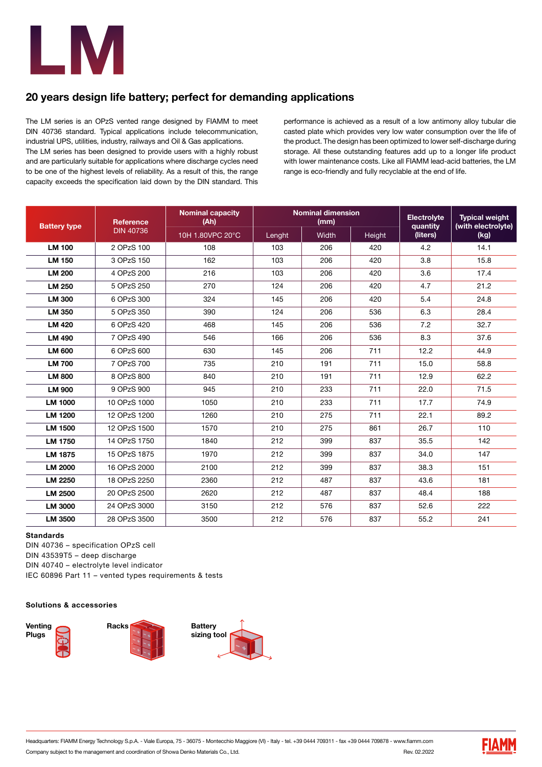# LM

## 20 years design life battery; perfect for demanding applications

The LM series is an OPzS vented range designed by FIAMM to meet DIN 40736 standard. Typical applications include telecommunication, industrial UPS, utilities, industry, railways and Oil & Gas applications.
The LM series has been designed to provide users with a highly robust and are particularly suitable for applications where discharge cycles need to be one of the highest levels of reliability. As a result of this, the range capacity exceeds the specification laid down by the DIN standard. This performance is achieved as a result of a low antimony alloy tubular die casted plate which provides very low water consumption over the life of the product. The design has been optimized to lower self-discharge during storage. All these outstanding features add up to a longer life product with lower maintenance costs. Like all FIAMM lead-acid batteries, the LM range is eco-friendly and fully recyclable at the end of life.

| Battery type | Reference DIN 40736 | Nominal capacity (Ah) | Nominal dimension (mm) | | | Electrolyte quantity (liters) | Typical weight (with electrolyte) (kg) |
|---|---|---|---|---|---|---|---|
| | | 10H 1.80VPC 20°C | Lenght | Width | Height | | |
| **LM 100** | 2 OPzS 100 | 108 | 103 | 206 | 420 | 4.2 | 14.1 |
| **LM 150** | 3 OPzS 150 | 162 | 103 | 206 | 420 | 3.8 | 15.8 |
| **LM 200** | 4 OPzS 200 | 216 | 103 | 206 | 420 | 3.6 | 17.4 |
| **LM 250** | 5 OPzS 250 | 270 | 124 | 206 | 420 | 4.7 | 21.2 |
| **LM 300** | 6 OPzS 300 | 324 | 145 | 206 | 420 | 5.4 | 24.8 |
| **LM 350** | 5 OPzS 350 | 390 | 124 | 206 | 536 | 6.3 | 28.4 |
| **LM 420** | 6 OPzS 420 | 468 | 145 | 206 | 536 | 7.2 | 32.7 |
| **LM 490** | 7 OPzS 490 | 546 | 166 | 206 | 536 | 8.3 | 37.6 |
| **LM 600** | 6 OPzS 600 | 630 | 145 | 206 | 711 | 12.2 | 44.9 |
| **LM 700** | 7 OPzS 700 | 735 | 210 | 191 | 711 | 15.0 | 58.8 |
| **LM 800** | 8 OPzS 800 | 840 | 210 | 191 | 711 | 12.9 | 62.2 |
| **LM 900** | 9 OPzS 900 | 945 | 210 | 233 | 711 | 22.0 | 71.5 |
| **LM 1000** | 10 OPzS 1000 | 1050 | 210 | 233 | 711 | 17.7 | 74.9 |
| **LM 1200** | 12 OPzS 1200 | 1260 | 210 | 275 | 711 | 22.1 | 89.2 |
| **LM 1500** | 12 OPzS 1500 | 1570 | 210 | 275 | 861 | 26.7 | 110 |
| **LM 1750** | 14 OPzS 1750 | 1840 | 212 | 399 | 837 | 35.5 | 142 |
| **LM 1875** | 15 OPzS 1875 | 1970 | 212 | 399 | 837 | 34.0 | 147 |
| **LM 2000** | 16 OPzS 2000 | 2100 | 212 | 399 | 837 | 38.3 | 151 |
| **LM 2250** | 18 OPzS 2250 | 2360 | 212 | 487 | 837 | 43.6 | 181 |
| **LM 2500** | 20 OPzS 2500 | 2620 | 212 | 487 | 837 | 48.4 | 188 |
| **LM 3000** | 24 OPzS 3000 | 3150 | 212 | 576 | 837 | 52.6 | 222 |
| **LM 3500** | 28 OPzS 3500 | 3500 | 212 | 576 | 837 | 55.2 | 241 |

**Standards**

DIN 40736 – specification OPzS cell
DIN 43539T5 – deep discharge
DIN 40740 – electrolyte level indicator
IEC 60896 Part 11 – vented types requirements & tests

**Solutions & accessories**

Venting Plugs

Racks

Battery sizing tool

Headquarters: FIAMM Energy Technology S.p.A. - Viale Europa, 75 - 36075 - Montecchio Maggiore (VI) - Italy - tel. +39 0444 709311 - fax +39 0444 709878 - www.fiamm.com
Company subject to the management and coordination of Showa Denko Materials Co., Ltd.
Rev. 02.2022